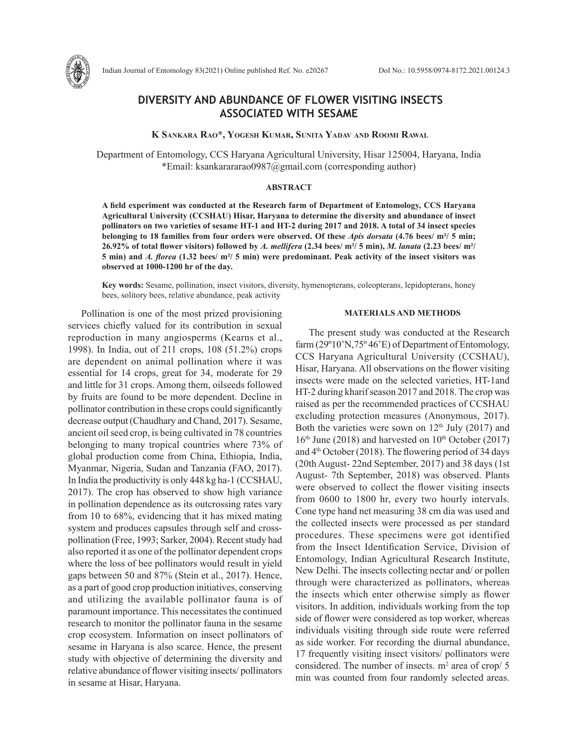# DIVERSITY AND ABUNDANCE OF FLOWER VISITING INSECTS ASSOCIATED WITH SESAME

**K Sankara Rao*, Yogesh Kumar, Sunita Yadav and Roomi Rawal**

Department of Entomology, CCS Haryana Agricultural University, Hisar 125004, Haryana, India
*Email: ksankararao0987@gmail.com (corresponding author)

## ABSTRACT

**A field experiment was conducted at the Research farm of Department of Entomology, CCS Haryana Agricultural University (CCSHAU) Hisar, Haryana to determine the diversity and abundance of insect pollinators on two varieties of sesame HT-1 and HT-2 during 2017 and 2018. A total of 34 insect species belonging to 18 families from four orders were observed. Of these *Apis dorsata* (4.76 bees/ m²/ 5 min; 26.92% of total flower visitors) followed by *A. mellifera* (2.34 bees/ m²/ 5 min), *M. lanata* (2.23 bees/ m²/ 5 min) and *A. florea* (1.32 bees/ m²/ 5 min) were predominant. Peak activity of the insect visitors was observed at 1000-1200 hr of the day.**

**Key words:** Sesame, pollination, insect visitors, diversity, hymenopterans, coleopterans, lepidopterans, honey bees, solitory bees, relative abundance, peak activity

Pollination is one of the most prized provisioning services chiefly valued for its contribution in sexual reproduction in many angiosperms (Kearns et al., 1998). In India, out of 211 crops, 108 (51.2%) crops are dependent on animal pollination where it was essential for 14 crops, great for 34, moderate for 29 and little for 31 crops. Among them, oilseeds followed by fruits are found to be more dependent. Decline in pollinator contribution in these crops could significantly decrease output (Chaudhary and Chand, 2017). Sesame, ancient oil seed crop, is being cultivated in 78 countries belonging to many tropical countries where 73% of global production come from China, Ethiopia, India, Myanmar, Nigeria, Sudan and Tanzania (FAO, 2017). In India the productivity is only 448 kg ha-1 (CCSHAU, 2017). The crop has observed to show high variance in pollination dependence as its outcrossing rates vary from 10 to 68%, evidencing that it has mixed mating system and produces capsules through self and cross-pollination (Free, 1993; Sarker, 2004). Recent study had also reported it as one of the pollinator dependent crops where the loss of bee pollinators would result in yield gaps between 50 and 87% (Stein et al., 2017). Hence, as a part of good crop production initiatives, conserving and utilizing the available pollinator fauna is of paramount importance. This necessitates the continued research to monitor the pollinator fauna in the sesame crop ecosystem. Information on insect pollinators of sesame in Haryana is also scarce. Hence, the present study with objective of determining the diversity and relative abundance of flower visiting insects/ pollinators in sesame at Hisar, Haryana.

## MATERIALS AND METHODS

The present study was conducted at the Research farm (29º10'N,75º 46'E) of Department of Entomology, CCS Haryana Agricultural University (CCSHAU), Hisar, Haryana. All observations on the flower visiting insects were made on the selected varieties, HT-1and HT-2 during kharif season 2017 and 2018. The crop was raised as per the recommended practices of CCSHAU excluding protection measures (Anonymous, 2017). Both the varieties were sown on 12th July (2017) and 16th June (2018) and harvested on 10th October (2017) and 4th October (2018). The flowering period of 34 days (20th August- 22nd September, 2017) and 38 days (1st August- 7th September, 2018) was observed. Plants were observed to collect the flower visiting insects from 0600 to 1800 hr, every two hourly intervals. Cone type hand net measuring 38 cm dia was used and the collected insects were processed as per standard procedures. These specimens were got identified from the Insect Identification Service, Division of Entomology, Indian Agricultural Research Institute, New Delhi. The insects collecting nectar and/ or pollen through were characterized as pollinators, whereas the insects which enter otherwise simply as flower visitors. In addition, individuals working from the top side of flower were considered as top worker, whereas individuals visiting through side route were referred as side worker. For recording the diurnal abundance, 17 frequently visiting insect visitors/ pollinators were considered. The number of insects. m² area of crop/ 5 min was counted from four randomly selected areas.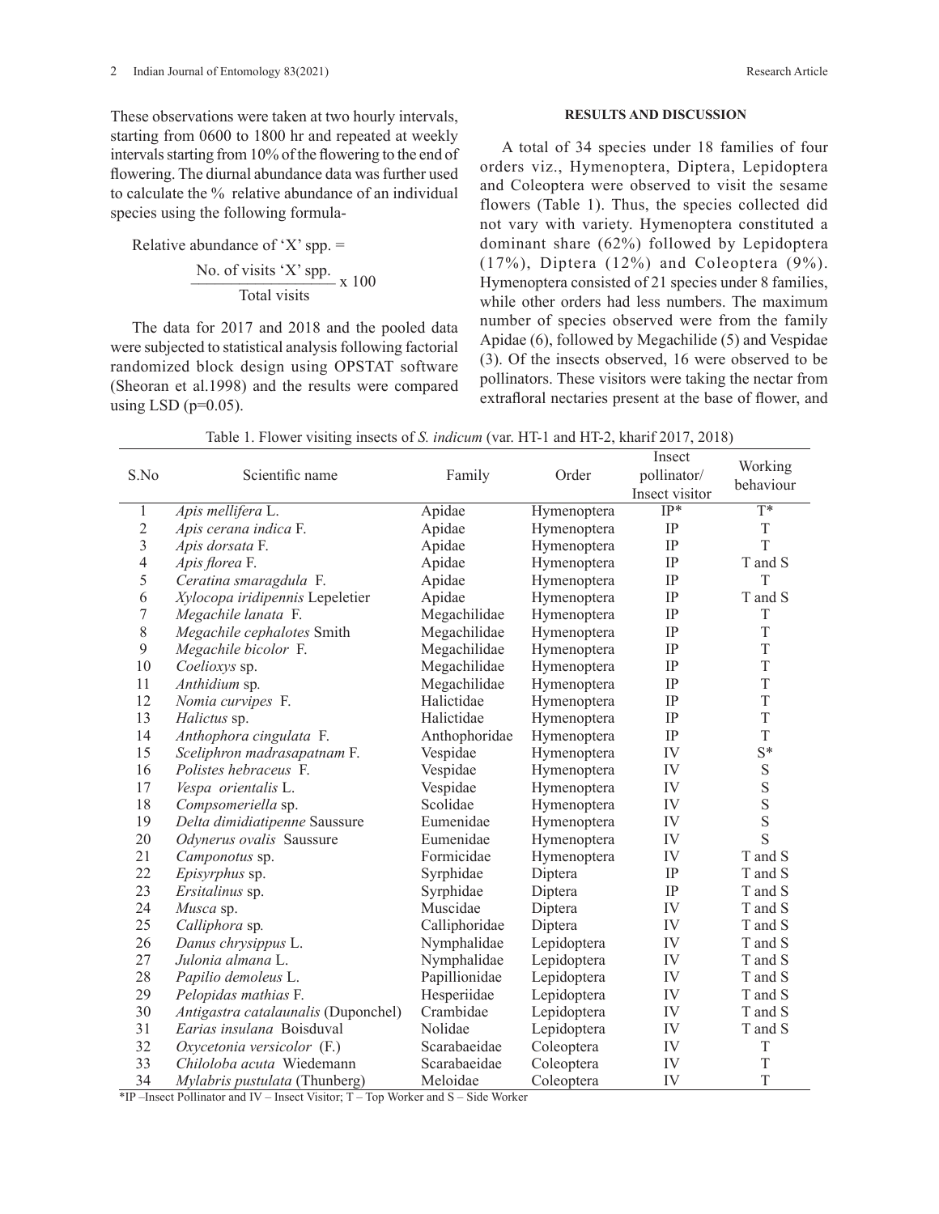These observations were taken at two hourly intervals, starting from 0600 to 1800 hr and repeated at weekly intervals starting from 10% of the flowering to the end of flowering. The diurnal abundance data was further used to calculate the % relative abundance of an individual species using the following formula-

$$\text{Relative abundance of 'X' spp.} = \frac{\text{No. of visits 'X' spp.}}{\text{Total visits}} \times 100$$

The data for 2017 and 2018 and the pooled data were subjected to statistical analysis following factorial randomized block design using OPSTAT software (Sheoran et al.1998) and the results were compared using LSD (p=0.05).

## RESULTS AND DISCUSSION

A total of 34 species under 18 families of four orders viz., Hymenoptera, Diptera, Lepidoptera and Coleoptera were observed to visit the sesame flowers (Table 1). Thus, the species collected did not vary with variety. Hymenoptera constituted a dominant share (62%) followed by Lepidoptera (17%), Diptera (12%) and Coleoptera (9%). Hymenoptera consisted of 21 species under 8 families, while other orders had less numbers. The maximum number of species observed were from the family Apidae (6), followed by Megachilide (5) and Vespidae (3). Of the insects observed, 16 were observed to be pollinators. These visitors were taking the nectar from extrafloral nectaries present at the base of flower, and

Table 1. Flower visiting insects of *S. indicum* (var. HT-1 and HT-2, kharif 2017, 2018)

| S.No | Scientific name | Family | Order | Insect pollinator/ Insect visitor | Working behaviour |
|---|---|---|---|---|---|
| 1 | *Apis mellifera* L. | Apidae | Hymenoptera | IP* | T* |
| 2 | *Apis cerana indica* F. | Apidae | Hymenoptera | IP | T |
| 3 | *Apis dorsata* F. | Apidae | Hymenoptera | IP | T |
| 4 | *Apis florea* F. | Apidae | Hymenoptera | IP | T and S |
| 5 | *Ceratina smaragdula* F. | Apidae | Hymenoptera | IP | T |
| 6 | *Xylocopa iridipennis* Lepeletier | Apidae | Hymenoptera | IP | T and S |
| 7 | *Megachile lanata* F. | Megachilidae | Hymenoptera | IP | T |
| 8 | *Megachile cephalotes* Smith | Megachilidae | Hymenoptera | IP | T |
| 9 | *Megachile bicolor* F. | Megachilidae | Hymenoptera | IP | T |
| 10 | *Coelioxys* sp. | Megachilidae | Hymenoptera | IP | T |
| 11 | *Anthidium* sp. | Megachilidae | Hymenoptera | IP | T |
| 12 | *Nomia curvipes* F. | Halictidae | Hymenoptera | IP | T |
| 13 | *Halictus* sp. | Halictidae | Hymenoptera | IP | T |
| 14 | *Anthophora cingulata* F. | Anthophoridae | Hymenoptera | IP | T |
| 15 | *Sceliphron madrasapatnam* F. | Vespidae | Hymenoptera | IV | S* |
| 16 | *Polistes hebraceus* F. | Vespidae | Hymenoptera | IV | S |
| 17 | *Vespa orientalis* L. | Vespidae | Hymenoptera | IV | S |
| 18 | *Compsomeriella* sp. | Scolidae | Hymenoptera | IV | S |
| 19 | *Delta dimidiatipenne* Saussure | Eumenidae | Hymenoptera | IV | S |
| 20 | *Odynerus ovalis* Saussure | Eumenidae | Hymenoptera | IV | S |
| 21 | *Camponotus* sp. | Formicidae | Hymenoptera | IV | T and S |
| 22 | *Episyrphus* sp. | Syrphidae | Diptera | IP | T and S |
| 23 | *Ersitalinus* sp. | Syrphidae | Diptera | IP | T and S |
| 24 | *Musca* sp. | Muscidae | Diptera | IV | T and S |
| 25 | *Calliphora* sp. | Calliphoridae | Diptera | IV | T and S |
| 26 | *Danus chrysippus* L. | Nymphalidae | Lepidoptera | IV | T and S |
| 27 | *Julonia almana* L. | Nymphalidae | Lepidoptera | IV | T and S |
| 28 | *Papilio demoleus* L. | Papillionidae | Lepidoptera | IV | T and S |
| 29 | *Pelopidas mathias* F. | Hesperiidae | Lepidoptera | IV | T and S |
| 30 | *Antigastra catalaunalis* (Duponchel) | Crambidae | Lepidoptera | IV | T and S |
| 31 | *Earias insulana* Boisduval | Nolidae | Lepidoptera | IV | T and S |
| 32 | *Oxycetonia versicolor* (F.) | Scarabaeidae | Coleoptera | IV | T |
| 33 | *Chiloloba acuta* Wiedemann | Scarabaeidae | Coleoptera | IV | T |
| 34 | *Mylabris pustulata* (Thunberg) | Meloidae | Coleoptera | IV | T |

*IP –Insect Pollinator and IV – Insect Visitor; T – Top Worker and S – Side Worker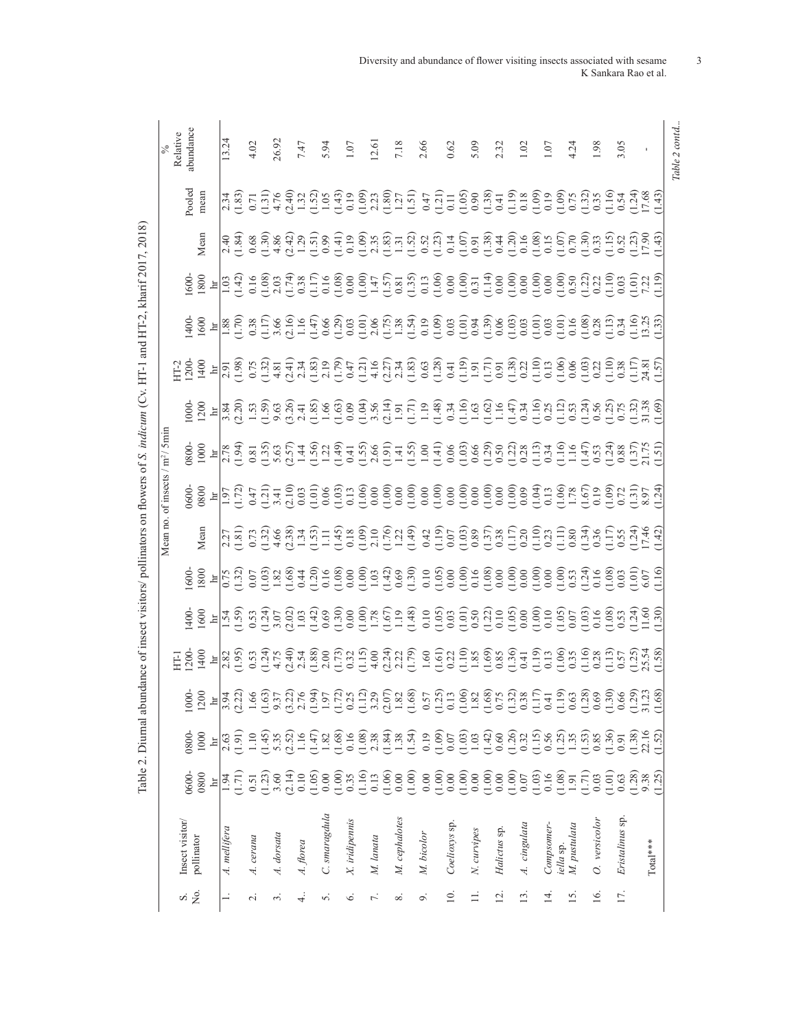Table 2. Diurnal abundance of insect visitors/ pollinators on flowers of *S. indicum* (Cv. HT-1 and HT-2, kharif 2017, 2018)

| S. No. | Insect visitor/ pollinator | Mean no. of insects / m²/ 5min | | | | | | | | | | | | | | Pooled mean | % Relative abundance |
|---|---|---|---|---|---|---|---|---|---|---|---|---|---|---|---|---|---|
| | | HT-1 | | | | | | | HT-2 | | | | | | | | |
| | | 0600-0800 hr | 0800-1000 hr | 1000-1200 hr | 1200-1400 hr | 1400-1600 hr | 1600-1800 hr | Mean | 0600-0800 hr | 0800-1000 hr | 1000-1200 hr | 1200-1400 hr | 1400-1600 hr | 1600-1800 hr | Mean | | |
| 1. | *A. mellifera* | 1.94 (1.71) | 2.63 (1.91) | 3.94 (2.22) | 2.82 (1.95) | 1.54 (1.59) | 0.75 (1.32) | 2.27 (1.81) | 1.97 (1.72) | 2.78 (1.94) | 3.84 (2.20) | 2.91 (1.98) | 1.88 (1.70) | 1.03 (1.42) | 2.40 (1.84) | 2.34 (1.83) | 13.24 |
| 2. | *A. cerana* | 0.51 (1.23) | 1.10 (1.45) | 1.66 (1.63) | 0.53 (1.24) | 0.53 (1.24) | 0.07 (1.03) | 0.73 (1.32) | 0.47 (1.21) | 0.81 (1.35) | 1.53 (1.59) | 0.75 (1.32) | 0.38 (1.17) | 0.16 (1.08) | 0.68 (1.30) | 0.71 (1.31) | 4.02 |
| 3. | *A. dorsata* | 3.60 (2.14) | 5.35 (2.52) | 9.37 (3.22) | 4.75 (2.40) | 3.07 (2.02) | 1.82 (1.68) | 4.66 (2.38) | 3.41 (2.10) | 5.63 (2.57) | 9.63 (3.26) | 4.81 (2.41) | 3.66 (2.16) | 2.03 (1.74) | 4.86 (2.42) | 4.76 (2.40) | 26.92 |
| 4.. | *A. florea* | 0.10 (1.05) | 1.16 (1.47) | 2.76 (1.94) | 2.54 (1.88) | 1.03 (1.42) | 0.44 (1.20) | 1.34 (1.53) | 0.03 (1.01) | 1.44 (1.56) | 2.41 (1.85) | 2.34 (1.83) | 1.16 (1.47) | 0.38 (1.17) | 1.29 (1.51) | 1.32 (1.52) | 7.47 |
| 5. | *C. smaragdula* | 0.00 (1.00) | 1.82 (1.68) | 1.97 (1.72) | 2.00 (1.73) | 0.69 (1.30) | 0.16 (1.08) | 1.11 (1.45) | 0.06 (1.03) | 1.22 (1.49) | 1.66 (1.63) | 2.19 (1.79) | 0.66 (1.29) | 0.16 (1.08) | 0.99 (1.41) | 1.05 (1.43) | 5.94 |
| 6. | *X. iridipennis* | 0.35 (1.16) | 0.16 (1.08) | 0.25 (1.12) | 0.32 (1.15) | 0.00 (1.00) | 0.00 (1.00) | 0.18 (1.09) | 0.13 (1.06) | 0.41 (1.55) | 0.09 (1.04) | 0.47 (1.21) | 0.03 (1.01) | 0.00 (1.00) | 0.19 (1.09) | 0.19 (1.09) | 1.07 |
| 7. | *M. lanata* | 0.13 (1.06) | 2.38 (1.84) | 3.29 (2.07) | 4.00 (2.24) | 1.78 (1.67) | 1.03 (1.42) | 2.10 (1.76) | 0.00 (1.00) | 2.66 (1.91) | 3.56 (2.14) | 4.16 (2.27) | 2.06 (1.75) | 1.47 (1.57) | 2.35 (1.83) | 2.23 (1.80) | 12.61 |
| 8. | *M. cephalotes* | 0.00 (1.00) | 1.38 (1.54) | 1.82 (1.68) | 2.22 (1.79) | 1.19 (1.48) | 0.69 (1.30) | 1.22 (1.49) | 0.00 (1.00) | 1.41 (1.55) | 1.91 (1.71) | 2.34 (1.83) | 1.38 (1.54) | 0.81 (1.35) | 1.31 (1.52) | 1.27 (1.51) | 7.18 |
| 9. | *M. bicolor* | 0.00 (1.00) | 0.19 (1.09) | 0.57 (1.25) | 1.60 (1.61) | 0.10 (1.05) | 0.10 (1.05) | 0.42 (1.19) | 0.00 (1.00) | 1.00 (1.41) | 1.19 (1.48) | 0.63 (1.28) | 0.19 (1.09) | 0.13 (1.06) | 0.52 (1.23) | 0.47 (1.21) | 2.66 |
| 10. | *Coelioxys* sp. | 0.00 (1.00) | 0.07 (1.03) | 0.13 (1.06) | 0.22 (1.10) | 0.03 (1.01) | 0.00 (1.00) | 0.07 (1.03) | 0.00 (1.00) | 0.06 (1.03) | 0.34 (1.16) | 0.41 (1.19) | 0.03 (1.01) | 0.00 (1.00) | 0.14 (1.07) | 0.11 (1.05) | 0.62 |
| 11. | *N. curvipes* | 0.00 (1.00) | 1.03 (1.42) | 1.82 (1.68) | 1.85 (1.69) | 0.50 (1.22) | 0.16 (1.08) | 0.89 (1.37) | 0.00 (1.00) | 0.66 (1.29) | 1.63 (1.62) | 1.91 (1.71) | 0.94 (1.39) | 0.31 (1.14) | 0.91 (1.38) | 0.90 (1.38) | 5.09 |
| 12. | *Halictus* sp. | 0.00 (1.00) | 0.60 (1.26) | 0.75 (1.32) | 0.85 (1.36) | 0.10 (1.05) | 0.00 (1.00) | 0.38 (1.17) | 0.00 (1.00) | 0.50 (1.22) | 1.16 (1.47) | 0.91 (1.38) | 0.06 (1.03) | 0.00 (1.00) | 0.44 (1.20) | 0.41 (1.19) | 2.32 |
| 13. | *A. cingulata* | 0.07 (1.03) | 0.32 (1.15) | 0.38 (1.17) | 0.41 (1.19) | 0.00 (1.00) | 0.00 (1.00) | 0.20 (1.10) | 0.09 (1.04) | 0.28 (1.13) | 0.34 (1.16) | 0.22 (1.10) | 0.03 (1.01) | 0.00 (1.00) | 0.16 (1.08) | 0.18 (1.09) | 1.02 |
| 14. | *Compsomeriella* sp. | 0.16 (1.08) | 0.56 (1.25) | 0.41 (1.19) | 0.13 (1.06) | 0.10 (1.05) | 0.00 (1.00) | 0.23 (1.11) | 0.13 (1.06) | 0.34 (1.16) | 0.25 (1.12) | 0.13 (1.06) | 0.03 (1.01) | 0.00 (1.00) | 0.15 (1.07) | 0.19 (1.09) | 1.07 |
| 15. | *M. pustulata* | 1.91 (1.71) | 1.35 (1.53) | 0.63 (1.28) | 0.35 (1.16) | 0.07 (1.03) | 0.53 (1.24) | 0.80 (1.34) | 1.78 (1.67) | 1.16 (1.47) | 0.53 (1.24) | 0.06 (1.03) | 0.16 (1.08) | 0.50 (1.22) | 0.70 (1.30) | 0.75 (1.32) | 4.24 |
| 16. | *O. versicolor* | 0.03 (1.01) | 0.85 (1.36) | 0.69 (1.30) | 0.28 (1.13) | 0.16 (1.08) | 0.16 (1.08) | 0.36 (1.17) | 0.19 (1.09) | 0.53 (1.24) | 0.56 (1.25) | 0.22 (1.10) | 0.28 (1.13) | 0.22 (1.10) | 0.33 (1.15) | 0.35 (1.16) | 1.98 |
| 17. | *Eristalinus* sp. | 0.63 (1.28) | 0.91 (1.38) | 0.66 (1.29) | 0.57 (1.25) | 0.53 (1.24) | 0.03 (1.01) | 0.55 (1.24) | 0.72 (1.31) | 0.88 (1.37) | 0.75 (1.32) | 0.38 (1.17) | 0.34 (1.16) | 0.03 (1.01) | 0.52 (1.23) | 0.54 (1.24) | 3.05 |
| | Total*** | 9.38 (1.25) | 22.16 (1.52) | 31.23 (1.68) | 25.54 (1.58) | 11.60 (1.30) | 6.07 (1.16) | 17.46 (1.42) | 8.97 (1.24) | 21.75 (1.51) | 31.38 (1.69) | 24.81 (1.57) | 13.25 (1.33) | 7.22 (1.19) | 17.90 (1.43) | 17.68 (1.43) | - |

*Table 2 contd...*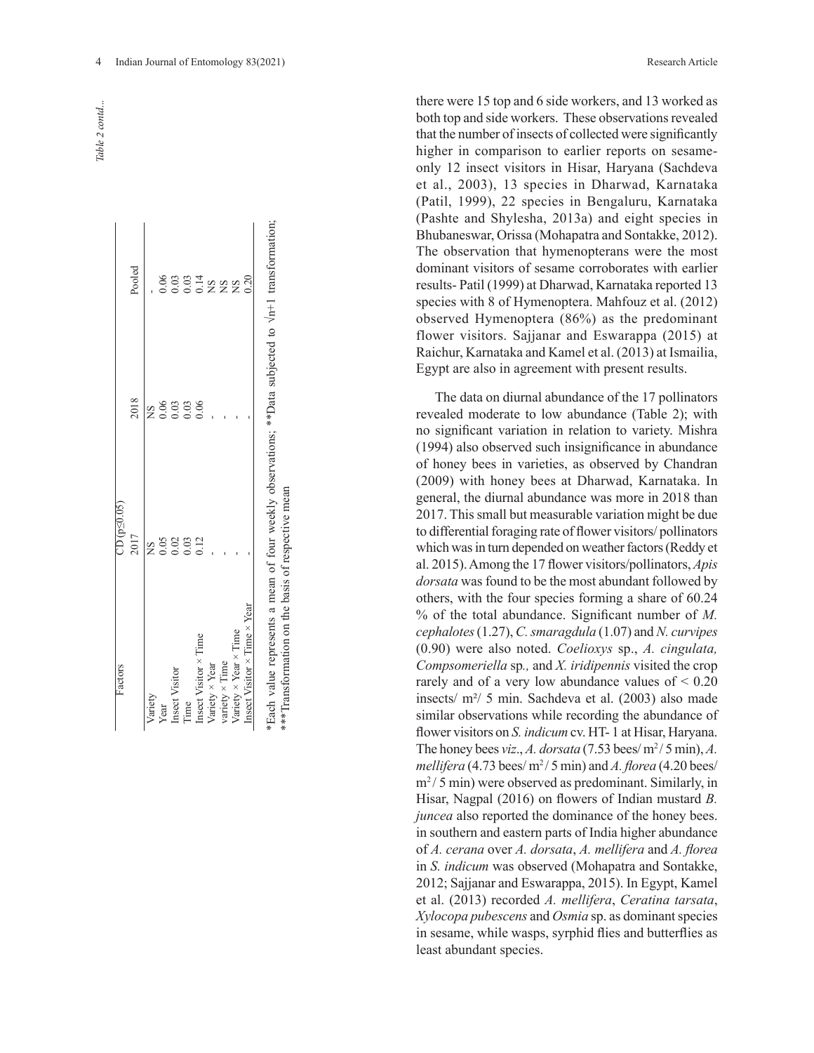*Table 2 contd...*

| Factors | CD (p≤0.05) | | |
|---|---|---|---|
| | 2017 | 2018 | Pooled |
| Variety | NS | NS | - |
| Year | 0.05 | 0.06 | 0.06 |
| Insect Visitor | 0.02 | 0.03 | 0.03 |
| Time | 0.03 | 0.03 | 0.03 |
| Insect Visitor × Time | 0.12 | 0.06 | 0.14 |
| Variety × Year | - | - | NS |
| variety × Time | - | - | NS |
| Variety × Year × Time | - | - | NS |
| Insect Visitor × Time × Year | - | - | 0.20 |

*Each value represents a mean of four weekly observations; **Data subjected to √n+1 transformation; ***Transformation on the basis of respective mean

there were 15 top and 6 side workers, and 13 worked as both top and side workers. These observations revealed that the number of insects of collected were significantly higher in comparison to earlier reports on sesame- only 12 insect visitors in Hisar, Haryana (Sachdeva et al., 2003), 13 species in Dharwad, Karnataka (Patil, 1999), 22 species in Bengaluru, Karnataka (Pashte and Shylesha, 2013a) and eight species in Bhubaneswar, Orissa (Mohapatra and Sontakke, 2012). The observation that hymenopterans were the most dominant visitors of sesame corroborates with earlier results- Patil (1999) at Dharwad, Karnataka reported 13 species with 8 of Hymenoptera. Mahfouz et al. (2012) observed Hymenoptera (86%) as the predominant flower visitors. Sajjanar and Eswarappa (2015) at Raichur, Karnataka and Kamel et al. (2013) at Ismailia, Egypt are also in agreement with present results.

The data on diurnal abundance of the 17 pollinators revealed moderate to low abundance (Table 2); with no significant variation in relation to variety. Mishra (1994) also observed such insignificance in abundance of honey bees in varieties, as observed by Chandran (2009) with honey bees at Dharwad, Karnataka. In general, the diurnal abundance was more in 2018 than 2017. This small but measurable variation might be due to differential foraging rate of flower visitors/ pollinators which was in turn depended on weather factors (Reddy et al. 2015). Among the 17 flower visitors/pollinators, *Apis dorsata* was found to be the most abundant followed by others, with the four species forming a share of 60.24 % of the total abundance. Significant number of *M. cephalotes* (1.27), *C. smaragdula* (1.07) and *N. curvipes* (0.90) were also noted. *Coelioxys* sp., *A. cingulata, Compsomeriella* sp*.,* and *X. iridipennis* visited the crop rarely and of a very low abundance values of < 0.20 insects/ m²/ 5 min. Sachdeva et al. (2003) also made similar observations while recording the abundance of flower visitors on *S. indicum* cv. HT- 1 at Hisar, Haryana. The honey bees *viz*., *A. dorsata* (7.53 bees/ m²/ 5 min), *A. mellifera* (4.73 bees/ m²/ 5 min) and *A. florea* (4.20 bees/ m²/ 5 min) were observed as predominant. Similarly, in Hisar, Nagpal (2016) on flowers of Indian mustard *B. juncea* also reported the dominance of the honey bees. in southern and eastern parts of India higher abundance of *A. cerana* over *A. dorsata*, *A. mellifera* and *A. florea* in *S. indicum* was observed (Mohapatra and Sontakke, 2012; Sajjanar and Eswarappa, 2015). In Egypt, Kamel et al. (2013) recorded *A. mellifera*, *Ceratina tarsata*, *Xylocopa pubescens* and *Osmia* sp. as dominant species in sesame, while wasps, syrphid flies and butterflies as least abundant species.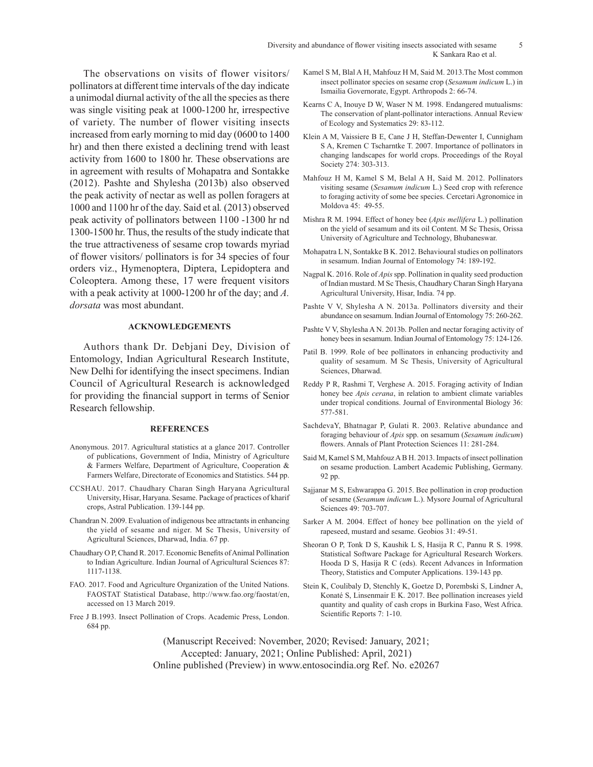The observations on visits of flower visitors/ pollinators at different time intervals of the day indicate a unimodal diurnal activity of the all the species as there was single visiting peak at 1000-1200 hr, irrespective of variety. The number of flower visiting insects increased from early morning to mid day (0600 to 1400 hr) and then there existed a declining trend with least activity from 1600 to 1800 hr. These observations are in agreement with results of Mohapatra and Sontakke (2012). Pashte and Shylesha (2013b) also observed the peak activity of nectar as well as pollen foragers at 1000 and 1100 hr of the day. Said et al*.* (2013) observed peak activity of pollinators between 1100 -1300 hr nd 1300-1500 hr. Thus, the results of the study indicate that the true attractiveness of sesame crop towards myriad of flower visitors/ pollinators is for 34 species of four orders viz., Hymenoptera, Diptera, Lepidoptera and Coleoptera. Among these, 17 were frequent visitors with a peak activity at 1000-1200 hr of the day; and *A. dorsata* was most abundant.

## ACKNOWLEDGEMENTS

Authors thank Dr. Debjani Dey, Division of Entomology, Indian Agricultural Research Institute, New Delhi for identifying the insect specimens. Indian Council of Agricultural Research is acknowledged for providing the financial support in terms of Senior Research fellowship.

## REFERENCES

Anonymous. 2017. Agricultural statistics at a glance 2017. Controller of publications, Government of India, Ministry of Agriculture & Farmers Welfare, Department of Agriculture, Cooperation & Farmers Welfare, Directorate of Economics and Statistics. 544 pp.

CCSHAU. 2017. Chaudhary Charan Singh Haryana Agricultural University, Hisar, Haryana. Sesame. Package of practices of kharif crops, Astral Publication. 139-144 pp.

Chandran N. 2009. Evaluation of indigenous bee attractants in enhancing the yield of sesame and niger. M Sc Thesis, University of Agricultural Sciences, Dharwad, India. 67 pp.

Chaudhary O P, Chand R. 2017. Economic Benefits of Animal Pollination to Indian Agriculture. Indian Journal of Agricultural Sciences 87: 1117-1138.

FAO. 2017. Food and Agriculture Organization of the United Nations. FAOSTAT Statistical Database, http://www.fao.org/faostat/en, accessed on 13 March 2019.

Free J B.1993. Insect Pollination of Crops. Academic Press, London. 684 pp.

Kamel S M, Blal A H, Mahfouz H M, Said M. 2013.The Most common insect pollinator species on sesame crop (*Sesamum indicum* L.) in Ismailia Governorate, Egypt. Arthropods 2: 66-74.

Kearns C A, Inouye D W, Waser N M. 1998. Endangered mutualisms: The conservation of plant-pollinator interactions. Annual Review of Ecology and Systematics 29: 83-112.

Klein A M, Vaissiere B E, Cane J H, Steffan-Dewenter I, Cunnigham S A, Kremen C Tscharntke T. 2007. Importance of pollinators in changing landscapes for world crops. Proceedings of the Royal Society 274: 303-313.

Mahfouz H M, Kamel S M, Belal A H, Said M. 2012. Pollinators visiting sesame (*Sesamum indicum* L.) Seed crop with reference to foraging activity of some bee species. Cercetari Agronomice in Moldova 45: 49-55.

Mishra R M. 1994. Effect of honey bee (*Apis mellifera* L.) pollination on the yield of sesamum and its oil Content. M Sc Thesis, Orissa University of Agriculture and Technology, Bhubaneswar.

Mohapatra L N, Sontakke B K. 2012. Behavioural studies on pollinators in sesamum. Indian Journal of Entomology 74: 189-192.

Nagpal K. 2016. Role of *Apis* spp. Pollination in quality seed production of Indian mustard. M Sc Thesis, Chaudhary Charan Singh Haryana Agricultural University, Hisar, India. 74 pp.

Pashte V V, Shylesha A N. 2013a. Pollinators diversity and their abundance on sesamum. Indian Journal of Entomology 75: 260-262.

Pashte V V, Shylesha A N. 2013b. Pollen and nectar foraging activity of honey bees in sesamum. Indian Journal of Entomology 75: 124-126.

Patil B. 1999. Role of bee pollinators in enhancing productivity and quality of sesamum. M Sc Thesis, University of Agricultural Sciences, Dharwad.

Reddy P R, Rashmi T, Verghese A. 2015. Foraging activity of Indian honey bee *Apis cerana*, in relation to ambient climate variables under tropical conditions. Journal of Environmental Biology 36: 577-581.

SachdevaY, Bhatnagar P, Gulati R. 2003. Relative abundance and foraging behaviour of *Apis* spp. on sesamum (*Sesamum indicum*) flowers. Annals of Plant Protection Sciences 11: 281-284.

Said M, Kamel S M, Mahfouz A B H. 2013. Impacts of insect pollination on sesame production. Lambert Academic Publishing, Germany. 92 pp.

Sajjanar M S, Eshwarappa G. 2015. Bee pollination in crop production of sesame (*Sesamum indicum* L.). Mysore Journal of Agricultural Sciences 49: 703-707.

Sarker A M. 2004. Effect of honey bee pollination on the yield of rapeseed, mustard and sesame. Geobios 31: 49-51.

Sheoran O P, Tonk D S, Kaushik L S, Hasija R C, Pannu R S. 1998. Statistical Software Package for Agricultural Research Workers. Hooda D S, Hasija R C (eds). Recent Advances in Information Theory, Statistics and Computer Applications. 139-143 pp.

Stein K, Coulibaly D, Stenchly K, Goetze D, Porembski S, Lindner A, Konaté S, Linsenmair E K. 2017. Bee pollination increases yield quantity and quality of cash crops in Burkina Faso, West Africa. Scientific Reports 7: 1-10.

(Manuscript Received: November, 2020; Revised: January, 2021; Accepted: January, 2021; Online Published: April, 2021)
Online published (Preview) in www.entosocindia.org Ref. No. e20267